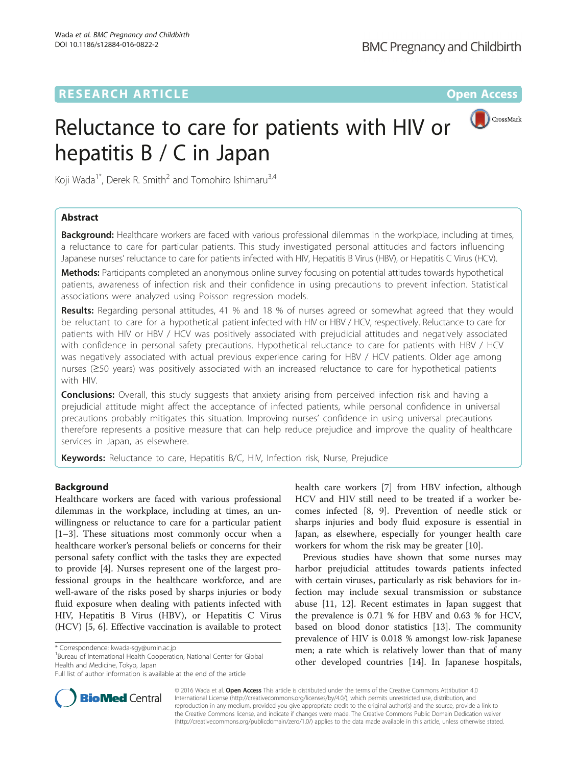RESEARCH ARTICLE

Open Access

# Reluctance to care for patients with HIV or hepatitis B / C in Japan

Koji Wada[1*], Derek R. Smith[2] and Tomohiro Ishimaru[3,4]

## Abstract

**Background:** Healthcare workers are faced with various professional dilemmas in the workplace, including at times, a reluctance to care for particular patients. This study investigated personal attitudes and factors influencing Japanese nurses' reluctance to care for patients infected with HIV, Hepatitis B Virus (HBV), or Hepatitis C Virus (HCV).

**Methods:** Participants completed an anonymous online survey focusing on potential attitudes towards hypothetical patients, awareness of infection risk and their confidence in using precautions to prevent infection. Statistical associations were analyzed using Poisson regression models.

**Results:** Regarding personal attitudes, 41 % and 18 % of nurses agreed or somewhat agreed that they would be reluctant to care for a hypothetical patient infected with HIV or HBV / HCV, respectively. Reluctance to care for patients with HIV or HBV / HCV was positively associated with prejudicial attitudes and negatively associated with confidence in personal safety precautions. Hypothetical reluctance to care for patients with HBV / HCV was negatively associated with actual previous experience caring for HBV / HCV patients. Older age among nurses (≥50 years) was positively associated with an increased reluctance to care for hypothetical patients with HIV.

**Conclusions:** Overall, this study suggests that anxiety arising from perceived infection risk and having a prejudicial attitude might affect the acceptance of infected patients, while personal confidence in universal precautions probably mitigates this situation. Improving nurses' confidence in using universal precautions therefore represents a positive measure that can help reduce prejudice and improve the quality of healthcare services in Japan, as elsewhere.

**Keywords:** Reluctance to care, Hepatitis B/C, HIV, Infection risk, Nurse, Prejudice

## Background

Healthcare workers are faced with various professional dilemmas in the workplace, including at times, an unwillingness or reluctance to care for a particular patient [1–3]. These situations most commonly occur when a healthcare worker's personal beliefs or concerns for their personal safety conflict with the tasks they are expected to provide [4]. Nurses represent one of the largest professional groups in the healthcare workforce, and are well-aware of the risks posed by sharps injuries or body fluid exposure when dealing with patients infected with HIV, Hepatitis B Virus (HBV), or Hepatitis C Virus (HCV) [5, 6]. Effective vaccination is available to protect health care workers [7] from HBV infection, although HCV and HIV still need to be treated if a worker becomes infected [8, 9]. Prevention of needle stick or sharps injuries and body fluid exposure is essential in Japan, as elsewhere, especially for younger health care workers for whom the risk may be greater [10].

Previous studies have shown that some nurses may harbor prejudicial attitudes towards patients infected with certain viruses, particularly as risk behaviors for infection may include sexual transmission or substance abuse [11, 12]. Recent estimates in Japan suggest that the prevalence is 0.71 % for HBV and 0.63 % for HCV, based on blood donor statistics [13]. The community prevalence of HIV is 0.018 % amongst low-risk Japanese men; a rate which is relatively lower than that of many other developed countries [14]. In Japanese hospitals,

* Correspondence: kwada-sgy@umin.ac.jp
[1]Bureau of International Health Cooperation, National Center for Global Health and Medicine, Tokyo, Japan
Full list of author information is available at the end of the article

© 2016 Wada et al. **Open Access** This article is distributed under the terms of the Creative Commons Attribution 4.0 International License (http://creativecommons.org/licenses/by/4.0/), which permits unrestricted use, distribution, and reproduction in any medium, provided you give appropriate credit to the original author(s) and the source, provide a link to the Creative Commons license, and indicate if changes were made. The Creative Commons Public Domain Dedication waiver (http://creativecommons.org/publicdomain/zero/1.0/) applies to the data made available in this article, unless otherwise stated.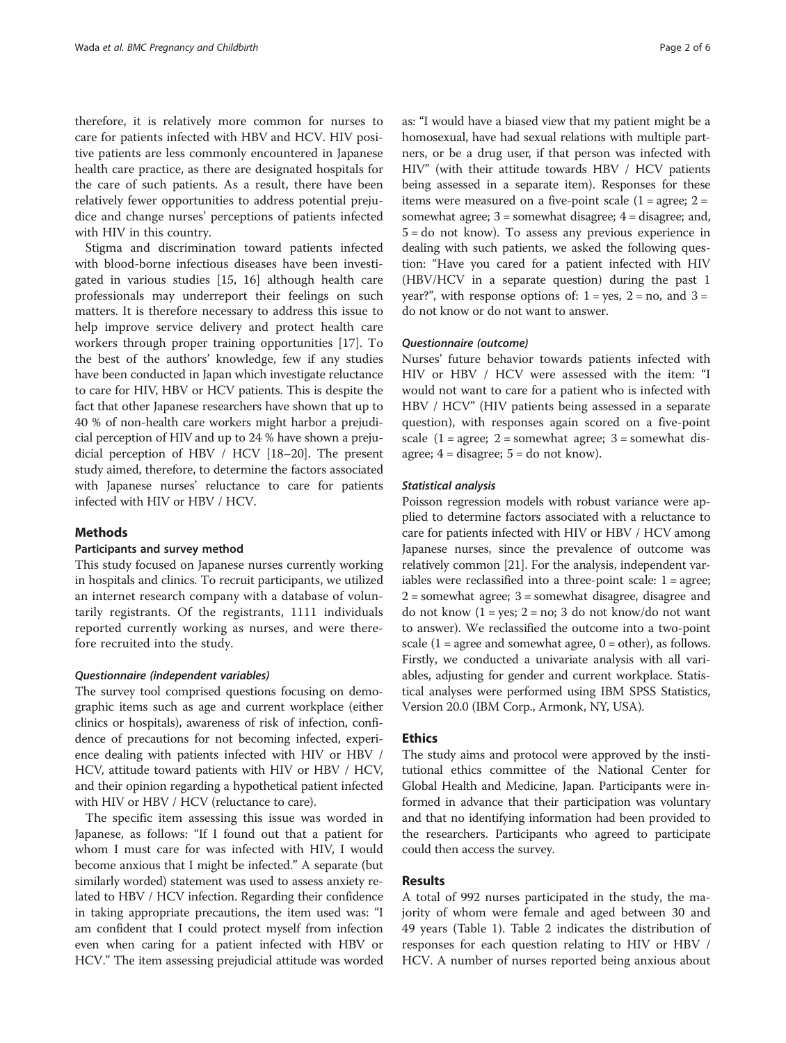therefore, it is relatively more common for nurses to care for patients infected with HBV and HCV. HIV positive patients are less commonly encountered in Japanese health care practice, as there are designated hospitals for the care of such patients. As a result, there have been relatively fewer opportunities to address potential prejudice and change nurses' perceptions of patients infected with HIV in this country.

Stigma and discrimination toward patients infected with blood-borne infectious diseases have been investigated in various studies [15, 16] although health care professionals may underreport their feelings on such matters. It is therefore necessary to address this issue to help improve service delivery and protect health care workers through proper training opportunities [17]. To the best of the authors' knowledge, few if any studies have been conducted in Japan which investigate reluctance to care for HIV, HBV or HCV patients. This is despite the fact that other Japanese researchers have shown that up to 40 % of non-health care workers might harbor a prejudicial perception of HIV and up to 24 % have shown a prejudicial perception of HBV / HCV [18–20]. The present study aimed, therefore, to determine the factors associated with Japanese nurses' reluctance to care for patients infected with HIV or HBV / HCV.

## Methods

### Participants and survey method

This study focused on Japanese nurses currently working in hospitals and clinics. To recruit participants, we utilized an internet research company with a database of voluntarily registrants. Of the registrants, 1111 individuals reported currently working as nurses, and were therefore recruited into the study.

#### *Questionnaire (independent variables)*

The survey tool comprised questions focusing on demographic items such as age and current workplace (either clinics or hospitals), awareness of risk of infection, confidence of precautions for not becoming infected, experience dealing with patients infected with HIV or HBV / HCV, attitude toward patients with HIV or HBV / HCV, and their opinion regarding a hypothetical patient infected with HIV or HBV / HCV (reluctance to care).

The specific item assessing this issue was worded in Japanese, as follows: "If I found out that a patient for whom I must care for was infected with HIV, I would become anxious that I might be infected." A separate (but similarly worded) statement was used to assess anxiety related to HBV / HCV infection. Regarding their confidence in taking appropriate precautions, the item used was: "I am confident that I could protect myself from infection even when caring for a patient infected with HBV or HCV." The item assessing prejudicial attitude was worded as: "I would have a biased view that my patient might be a homosexual, have had sexual relations with multiple partners, or be a drug user, if that person was infected with HIV" (with their attitude towards HBV / HCV patients being assessed in a separate item). Responses for these items were measured on a five-point scale (1 = agree; 2 = somewhat agree; 3 = somewhat disagree; 4 = disagree; and, 5 = do not know). To assess any previous experience in dealing with such patients, we asked the following question: "Have you cared for a patient infected with HIV (HBV/HCV in a separate question) during the past 1 year?", with response options of: 1 = yes, 2 = no, and 3 = do not know or do not want to answer.

#### *Questionnaire (outcome)*

Nurses' future behavior towards patients infected with HIV or HBV / HCV were assessed with the item: "I would not want to care for a patient who is infected with HBV / HCV" (HIV patients being assessed in a separate question), with responses again scored on a five-point scale (1 = agree; 2 = somewhat agree; 3 = somewhat disagree; 4 = disagree; 5 = do not know).

#### *Statistical analysis*

Poisson regression models with robust variance were applied to determine factors associated with a reluctance to care for patients infected with HIV or HBV / HCV among Japanese nurses, since the prevalence of outcome was relatively common [21]. For the analysis, independent variables were reclassified into a three-point scale: 1 = agree; 2 = somewhat agree; 3 = somewhat disagree, disagree and do not know (1 = yes; 2 = no; 3 do not know/do not want to answer). We reclassified the outcome into a two-point scale (1 = agree and somewhat agree, 0 = other), as follows. Firstly, we conducted a univariate analysis with all variables, adjusting for gender and current workplace. Statistical analyses were performed using IBM SPSS Statistics, Version 20.0 (IBM Corp., Armonk, NY, USA).

## Ethics

The study aims and protocol were approved by the institutional ethics committee of the National Center for Global Health and Medicine, Japan. Participants were informed in advance that their participation was voluntary and that no identifying information had been provided to the researchers. Participants who agreed to participate could then access the survey.

## Results

A total of 992 nurses participated in the study, the majority of whom were female and aged between 30 and 49 years (Table 1). Table 2 indicates the distribution of responses for each question relating to HIV or HBV / HCV. A number of nurses reported being anxious about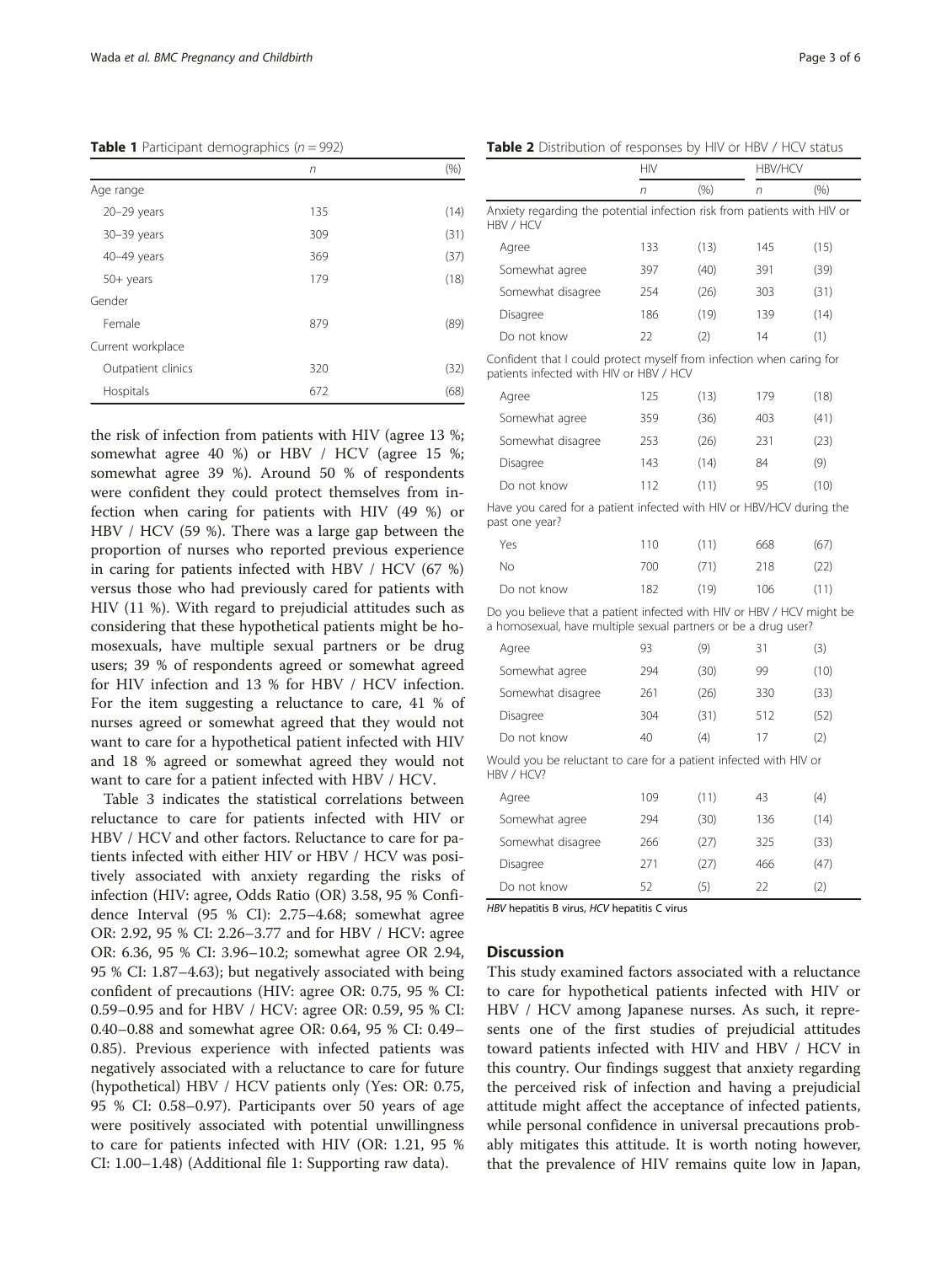**Table 1** Participant demographics ($n = 992$)

| | *n* | (%) |
|---|---|---|
| Age range | | |
| 20–29 years | 135 | (14) |
| 30–39 years | 309 | (31) |
| 40–49 years | 369 | (37) |
| 50+ years | 179 | (18) |
| Gender | | |
| Female | 879 | (89) |
| Current workplace | | |
| Outpatient clinics | 320 | (32) |
| Hospitals | 672 | (68) |

the risk of infection from patients with HIV (agree 13 %; somewhat agree 40 %) or HBV / HCV (agree 15 %; somewhat agree 39 %). Around 50 % of respondents were confident they could protect themselves from infection when caring for patients with HIV (49 %) or HBV / HCV (59 %). There was a large gap between the proportion of nurses who reported previous experience in caring for patients infected with HBV / HCV (67 %) versus those who had previously cared for patients with HIV (11 %). With regard to prejudicial attitudes such as considering that these hypothetical patients might be homosexuals, have multiple sexual partners or be drug users; 39 % of respondents agreed or somewhat agreed for HIV infection and 13 % for HBV / HCV infection. For the item suggesting a reluctance to care, 41 % of nurses agreed or somewhat agreed that they would not want to care for a hypothetical patient infected with HIV and 18 % agreed or somewhat agreed they would not want to care for a patient infected with HBV / HCV.

Table 3 indicates the statistical correlations between reluctance to care for patients infected with HIV or HBV / HCV and other factors. Reluctance to care for patients infected with either HIV or HBV / HCV was positively associated with anxiety regarding the risks of infection (HIV: agree, Odds Ratio (OR) 3.58, 95 % Confidence Interval (95 % CI): 2.75–4.68; somewhat agree OR: 2.92, 95 % CI: 2.26–3.77 and for HBV / HCV: agree OR: 6.36, 95 % CI: 3.96–10.2; somewhat agree OR 2.94, 95 % CI: 1.87–4.63); but negatively associated with being confident of precautions (HIV: agree OR: 0.75, 95 % CI: 0.59–0.95 and for HBV / HCV: agree OR: 0.59, 95 % CI: 0.40–0.88 and somewhat agree OR: 0.64, 95 % CI: 0.49–0.85). Previous experience with infected patients was negatively associated with a reluctance to care for future (hypothetical) HBV / HCV patients only (Yes: OR: 0.75, 95 % CI: 0.58–0.97). Participants over 50 years of age were positively associated with potential unwillingness to care for patients infected with HIV (OR: 1.21, 95 % CI: 1.00–1.48) (Additional file 1: Supporting raw data).

**Table 2** Distribution of responses by HIV or HBV / HCV status

| | HIV | | HBV/HCV | |
|---|---|---|---|---|
| | *n* | (%) | *n* | (%) |
| Anxiety regarding the potential infection risk from patients with HIV or HBV / HCV | | | | |
| Agree | 133 | (13) | 145 | (15) |
| Somewhat agree | 397 | (40) | 391 | (39) |
| Somewhat disagree | 254 | (26) | 303 | (31) |
| Disagree | 186 | (19) | 139 | (14) |
| Do not know | 22 | (2) | 14 | (1) |
| Confident that I could protect myself from infection when caring for patients infected with HIV or HBV / HCV | | | | |
| Agree | 125 | (13) | 179 | (18) |
| Somewhat agree | 359 | (36) | 403 | (41) |
| Somewhat disagree | 253 | (26) | 231 | (23) |
| Disagree | 143 | (14) | 84 | (9) |
| Do not know | 112 | (11) | 95 | (10) |
| Have you cared for a patient infected with HIV or HBV/HCV during the past one year? | | | | |
| Yes | 110 | (11) | 668 | (67) |
| No | 700 | (71) | 218 | (22) |
| Do not know | 182 | (19) | 106 | (11) |
| Do you believe that a patient infected with HIV or HBV / HCV might be a homosexual, have multiple sexual partners or be a drug user? | | | | |
| Agree | 93 | (9) | 31 | (3) |
| Somewhat agree | 294 | (30) | 99 | (10) |
| Somewhat disagree | 261 | (26) | 330 | (33) |
| Disagree | 304 | (31) | 512 | (52) |
| Do not know | 40 | (4) | 17 | (2) |
| Would you be reluctant to care for a patient infected with HIV or HBV / HCV? | | | | |
| Agree | 109 | (11) | 43 | (4) |
| Somewhat agree | 294 | (30) | 136 | (14) |
| Somewhat disagree | 266 | (27) | 325 | (33) |
| Disagree | 271 | (27) | 466 | (47) |
| Do not know | 52 | (5) | 22 | (2) |

*HBV* hepatitis B virus, *HCV* hepatitis C virus

## Discussion

This study examined factors associated with a reluctance to care for hypothetical patients infected with HIV or HBV / HCV among Japanese nurses. As such, it represents one of the first studies of prejudicial attitudes toward patients infected with HIV and HBV / HCV in this country. Our findings suggest that anxiety regarding the perceived risk of infection and having a prejudicial attitude might affect the acceptance of infected patients, while personal confidence in universal precautions probably mitigates this attitude. It is worth noting however, that the prevalence of HIV remains quite low in Japan,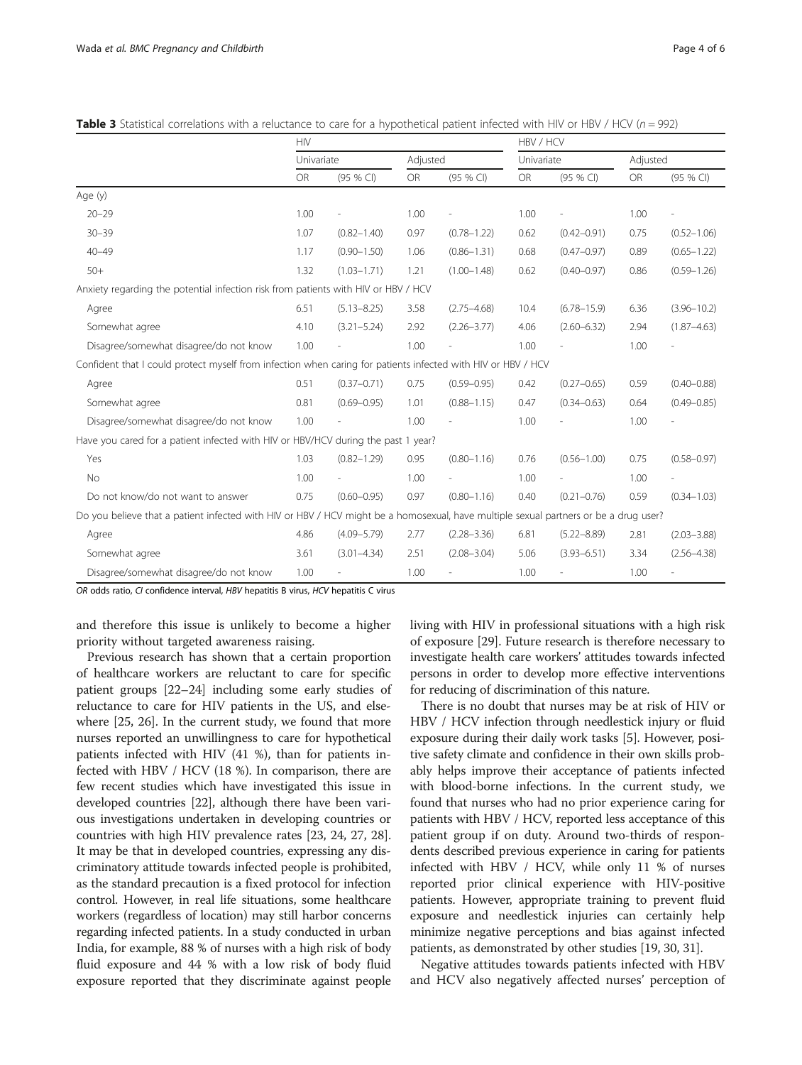**Table 3** Statistical correlations with a reluctance to care for a hypothetical patient infected with HIV or HBV / HCV (n = 992)

| | HIV | | | | HBV / HCV | | | |
|---|---|---|---|---|---|---|---|---|
| | Univariate | | Adjusted | | Univariate | | Adjusted | |
| | OR | (95 % CI) | OR | (95 % CI) | OR | (95 % CI) | OR | (95 % CI) |
| Age (y) | | | | | | | | |
| 20–29 | 1.00 | - | 1.00 | - | 1.00 | - | 1.00 | - |
| 30–39 | 1.07 | (0.82–1.40) | 0.97 | (0.78–1.22) | 0.62 | (0.42–0.91) | 0.75 | (0.52–1.06) |
| 40–49 | 1.17 | (0.90–1.50) | 1.06 | (0.86–1.31) | 0.68 | (0.47–0.97) | 0.89 | (0.65–1.22) |
| 50+ | 1.32 | (1.03–1.71) | 1.21 | (1.00–1.48) | 0.62 | (0.40–0.97) | 0.86 | (0.59–1.26) |
| Anxiety regarding the potential infection risk from patients with HIV or HBV / HCV | | | | | | | | |
| Agree | 6.51 | (5.13–8.25) | 3.58 | (2.75–4.68) | 10.4 | (6.78–15.9) | 6.36 | (3.96–10.2) |
| Somewhat agree | 4.10 | (3.21–5.24) | 2.92 | (2.26–3.77) | 4.06 | (2.60–6.32) | 2.94 | (1.87–4.63) |
| Disagree/somewhat disagree/do not know | 1.00 | - | 1.00 | - | 1.00 | - | 1.00 | - |
| Confident that I could protect myself from infection when caring for patients infected with HIV or HBV / HCV | | | | | | | | |
| Agree | 0.51 | (0.37–0.71) | 0.75 | (0.59–0.95) | 0.42 | (0.27–0.65) | 0.59 | (0.40–0.88) |
| Somewhat agree | 0.81 | (0.69–0.95) | 1.01 | (0.88–1.15) | 0.47 | (0.34–0.63) | 0.64 | (0.49–0.85) |
| Disagree/somewhat disagree/do not know | 1.00 | - | 1.00 | - | 1.00 | - | 1.00 | - |
| Have you cared for a patient infected with HIV or HBV/HCV during the past 1 year? | | | | | | | | |
| Yes | 1.03 | (0.82–1.29) | 0.95 | (0.80–1.16) | 0.76 | (0.56–1.00) | 0.75 | (0.58–0.97) |
| No | 1.00 | - | 1.00 | - | 1.00 | - | 1.00 | - |
| Do not know/do not want to answer | 0.75 | (0.60–0.95) | 0.97 | (0.80–1.16) | 0.40 | (0.21–0.76) | 0.59 | (0.34–1.03) |
| Do you believe that a patient infected with HIV or HBV / HCV might be a homosexual, have multiple sexual partners or be a drug user? | | | | | | | | |
| Agree | 4.86 | (4.09–5.79) | 2.77 | (2.28–3.36) | 6.81 | (5.22–8.89) | 2.81 | (2.03–3.88) |
| Somewhat agree | 3.61 | (3.01–4.34) | 2.51 | (2.08–3.04) | 5.06 | (3.93–6.51) | 3.34 | (2.56–4.38) |
| Disagree/somewhat disagree/do not know | 1.00 | - | 1.00 | - | 1.00 | - | 1.00 | - |

*OR* odds ratio, *CI* confidence interval, *HBV* hepatitis B virus, *HCV* hepatitis C virus

and therefore this issue is unlikely to become a higher priority without targeted awareness raising.

Previous research has shown that a certain proportion of healthcare workers are reluctant to care for specific patient groups [22–24] including some early studies of reluctance to care for HIV patients in the US, and elsewhere [25, 26]. In the current study, we found that more nurses reported an unwillingness to care for hypothetical patients infected with HIV (41 %), than for patients infected with HBV / HCV (18 %). In comparison, there are few recent studies which have investigated this issue in developed countries [22], although there have been various investigations undertaken in developing countries or countries with high HIV prevalence rates [23, 24, 27, 28]. It may be that in developed countries, expressing any discriminatory attitude towards infected people is prohibited, as the standard precaution is a fixed protocol for infection control. However, in real life situations, some healthcare workers (regardless of location) may still harbor concerns regarding infected patients. In a study conducted in urban India, for example, 88 % of nurses with a high risk of body fluid exposure and 44 % with a low risk of body fluid exposure reported that they discriminate against people living with HIV in professional situations with a high risk of exposure [29]. Future research is therefore necessary to investigate health care workers' attitudes towards infected persons in order to develop more effective interventions for reducing of discrimination of this nature.

There is no doubt that nurses may be at risk of HIV or HBV / HCV infection through needlestick injury or fluid exposure during their daily work tasks [5]. However, positive safety climate and confidence in their own skills probably helps improve their acceptance of patients infected with blood-borne infections. In the current study, we found that nurses who had no prior experience caring for patients with HBV / HCV, reported less acceptance of this patient group if on duty. Around two-thirds of respondents described previous experience in caring for patients infected with HBV / HCV, while only 11 % of nurses reported prior clinical experience with HIV-positive patients. However, appropriate training to prevent fluid exposure and needlestick injuries can certainly help minimize negative perceptions and bias against infected patients, as demonstrated by other studies [19, 30, 31].

Negative attitudes towards patients infected with HBV and HCV also negatively affected nurses' perception of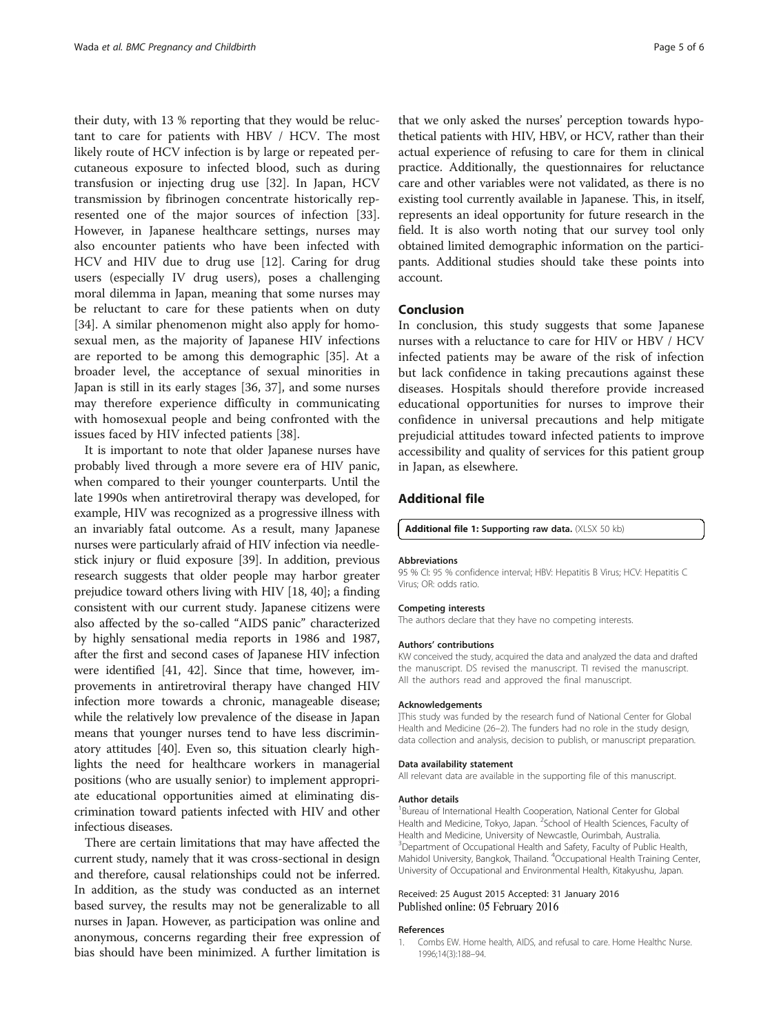their duty, with 13 % reporting that they would be reluctant to care for patients with HBV / HCV. The most likely route of HCV infection is by large or repeated percutaneous exposure to infected blood, such as during transfusion or injecting drug use [32]. In Japan, HCV transmission by fibrinogen concentrate historically represented one of the major sources of infection [33]. However, in Japanese healthcare settings, nurses may also encounter patients who have been infected with HCV and HIV due to drug use [12]. Caring for drug users (especially IV drug users), poses a challenging moral dilemma in Japan, meaning that some nurses may be reluctant to care for these patients when on duty [34]. A similar phenomenon might also apply for homosexual men, as the majority of Japanese HIV infections are reported to be among this demographic [35]. At a broader level, the acceptance of sexual minorities in Japan is still in its early stages [36, 37], and some nurses may therefore experience difficulty in communicating with homosexual people and being confronted with the issues faced by HIV infected patients [38].

It is important to note that older Japanese nurses have probably lived through a more severe era of HIV panic, when compared to their younger counterparts. Until the late 1990s when antiretroviral therapy was developed, for example, HIV was recognized as a progressive illness with an invariably fatal outcome. As a result, many Japanese nurses were particularly afraid of HIV infection via needlestick injury or fluid exposure [39]. In addition, previous research suggests that older people may harbor greater prejudice toward others living with HIV [18, 40]; a finding consistent with our current study. Japanese citizens were also affected by the so-called "AIDS panic" characterized by highly sensational media reports in 1986 and 1987, after the first and second cases of Japanese HIV infection were identified [41, 42]. Since that time, however, improvements in antiretroviral therapy have changed HIV infection more towards a chronic, manageable disease; while the relatively low prevalence of the disease in Japan means that younger nurses tend to have less discriminatory attitudes [40]. Even so, this situation clearly highlights the need for healthcare workers in managerial positions (who are usually senior) to implement appropriate educational opportunities aimed at eliminating discrimination toward patients infected with HIV and other infectious diseases.

There are certain limitations that may have affected the current study, namely that it was cross-sectional in design and therefore, causal relationships could not be inferred. In addition, as the study was conducted as an internet based survey, the results may not be generalizable to all nurses in Japan. However, as participation was online and anonymous, concerns regarding their free expression of bias should have been minimized. A further limitation is that we only asked the nurses' perception towards hypothetical patients with HIV, HBV, or HCV, rather than their actual experience of refusing to care for them in clinical practice. Additionally, the questionnaires for reluctance care and other variables were not validated, as there is no existing tool currently available in Japanese. This, in itself, represents an ideal opportunity for future research in the field. It is also worth noting that our survey tool only obtained limited demographic information on the participants. Additional studies should take these points into account.

## Conclusion

In conclusion, this study suggests that some Japanese nurses with a reluctance to care for HIV or HBV / HCV infected patients may be aware of the risk of infection but lack confidence in taking precautions against these diseases. Hospitals should therefore provide increased educational opportunities for nurses to improve their confidence in universal precautions and help mitigate prejudicial attitudes toward infected patients to improve accessibility and quality of services for this patient group in Japan, as elsewhere.

## Additional file

**Additional file 1: Supporting raw data.** (XLSX 50 kb)

#### Abbreviations

95 % CI: 95 % confidence interval; HBV: Hepatitis B Virus; HCV: Hepatitis C Virus; OR: odds ratio.

#### Competing interests

The authors declare that they have no competing interests.

#### Authors' contributions

KW conceived the study, acquired the data and analyzed the data and drafted the manuscript. DS revised the manuscript. TI revised the manuscript. All the authors read and approved the final manuscript.

#### Acknowledgements

]This study was funded by the research fund of National Center for Global Health and Medicine (26–2). The funders had no role in the study design, data collection and analysis, decision to publish, or manuscript preparation.

#### Data availability statement

All relevant data are available in the supporting file of this manuscript.

#### Author details

[1]Bureau of International Health Cooperation, National Center for Global Health and Medicine, Tokyo, Japan. [2]School of Health Sciences, Faculty of Health and Medicine, University of Newcastle, Ourimbah, Australia. [3]Department of Occupational Health and Safety, Faculty of Public Health, Mahidol University, Bangkok, Thailand. [4]Occupational Health Training Center, University of Occupational and Environmental Health, Kitakyushu, Japan.

Received: 25 August 2015 Accepted: 31 January 2016
Published online: 05 February 2016

#### References

1. Combs EW. Home health, AIDS, and refusal to care. Home Healthc Nurse. 1996;14(3):188–94.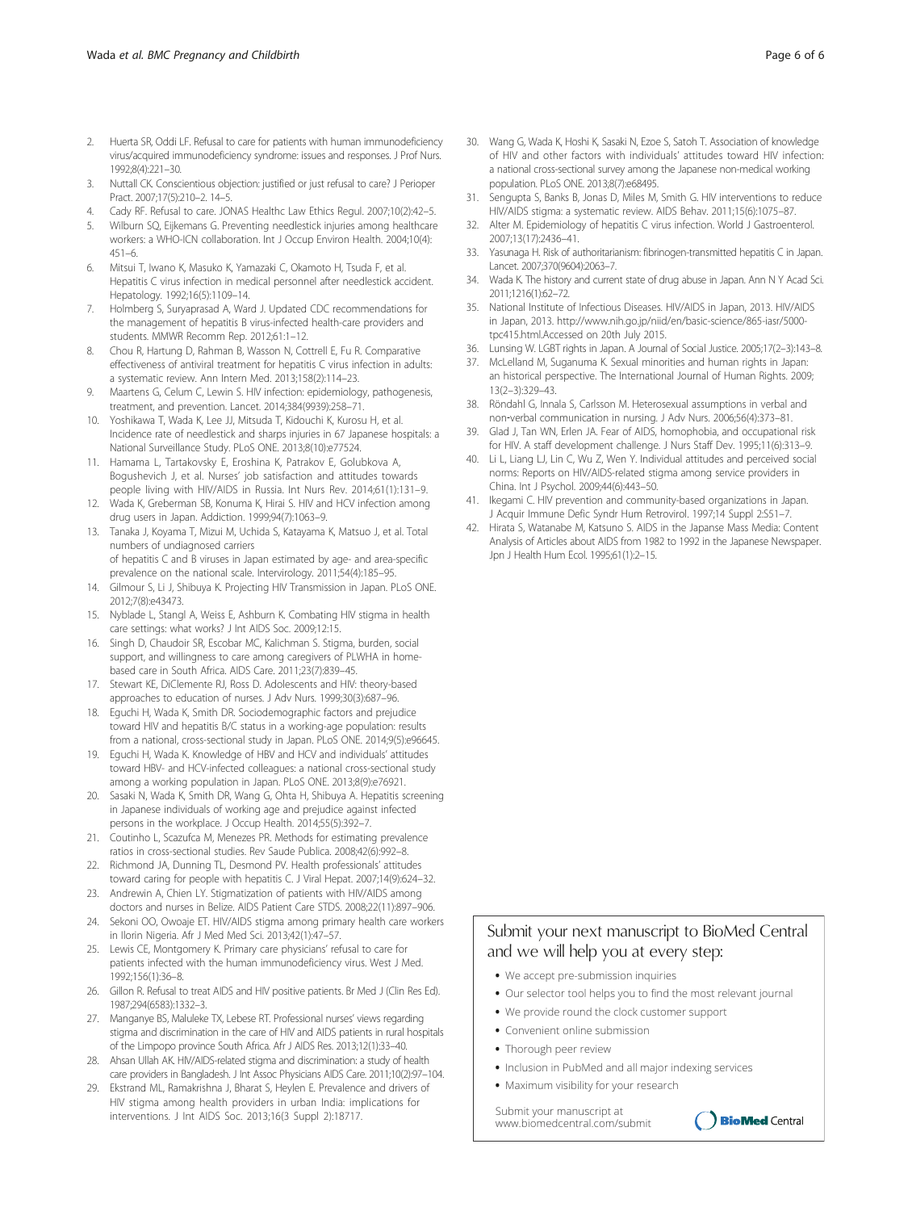2. Huerta SR, Oddi LF. Refusal to care for patients with human immunodeficiency virus/acquired immunodeficiency syndrome: issues and responses. J Prof Nurs. 1992;8(4):221–30.
3. Nuttall CK. Conscientious objection: justified or just refusal to care? J Perioper Pract. 2007;17(5):210–2. 14–5.
4. Cady RF. Refusal to care. JONAS Healthc Law Ethics Regul. 2007;10(2):42–5.
5. Wilburn SQ, Eijkemans G. Preventing needlestick injuries among healthcare workers: a WHO-ICN collaboration. Int J Occup Environ Health. 2004;10(4):451–6.
6. Mitsui T, Iwano K, Masuko K, Yamazaki C, Okamoto H, Tsuda F, et al. Hepatitis C virus infection in medical personnel after needlestick accident. Hepatology. 1992;16(5):1109–14.
7. Holmberg S, Suryaprasad A, Ward J. Updated CDC recommendations for the management of hepatitis B virus-infected health-care providers and students. MMWR Recomm Rep. 2012;61:1–12.
8. Chou R, Hartung D, Rahman B, Wasson N, Cottrell E, Fu R. Comparative effectiveness of antiviral treatment for hepatitis C virus infection in adults: a systematic review. Ann Intern Med. 2013;158(2):114–23.
9. Maartens G, Celum C, Lewin S. HIV infection: epidemiology, pathogenesis, treatment, and prevention. Lancet. 2014;384(9939):258–71.
10. Yoshikawa T, Wada K, Lee JJ, Mitsuda T, Kidouchi K, Kurosu H, et al. Incidence rate of needlestick and sharps injuries in 67 Japanese hospitals: a National Surveillance Study. PLoS ONE. 2013;8(10):e77524.
11. Hamama L, Tartakovsky E, Eroshina K, Patrakov E, Golubkova A, Bogushevich J, et al. Nurses' job satisfaction and attitudes towards people living with HIV/AIDS in Russia. Int Nurs Rev. 2014;61(1):131–9.
12. Wada K, Greberman SB, Konuma K, Hirai S. HIV and HCV infection among drug users in Japan. Addiction. 1999;94(7):1063–9.
13. Tanaka J, Koyama T, Mizui M, Uchida S, Katayama K, Matsuo J, et al. Total numbers of undiagnosed carriers of hepatitis C and B viruses in Japan estimated by age- and area-specific prevalence on the national scale. Intervirology. 2011;54(4):185–95.
14. Gilmour S, Li J, Shibuya K. Projecting HIV Transmission in Japan. PLoS ONE. 2012;7(8):e43473.
15. Nyblade L, Stangl A, Weiss E, Ashburn K. Combating HIV stigma in health care settings: what works? J Int AIDS Soc. 2009;12:15.
16. Singh D, Chaudoir SR, Escobar MC, Kalichman S. Stigma, burden, social support, and willingness to care among caregivers of PLWHA in home-based care in South Africa. AIDS Care. 2011;23(7):839–45.
17. Stewart KE, DiClemente RJ, Ross D. Adolescents and HIV: theory-based approaches to education of nurses. J Adv Nurs. 1999;30(3):687–96.
18. Eguchi H, Wada K, Smith DR. Sociodemographic factors and prejudice toward HIV and hepatitis B/C status in a working-age population: results from a national, cross-sectional study in Japan. PLoS ONE. 2014;9(5):e96645.
19. Eguchi H, Wada K. Knowledge of HBV and HCV and individuals' attitudes toward HBV- and HCV-infected colleagues: a national cross-sectional study among a working population in Japan. PLoS ONE. 2013;8(9):e76921.
20. Sasaki N, Wada K, Smith DR, Wang G, Ohta H, Shibuya A. Hepatitis screening in Japanese individuals of working age and prejudice against infected persons in the workplace. J Occup Health. 2014;55(5):392–7.
21. Coutinho L, Scazufca M, Menezes PR. Methods for estimating prevalence ratios in cross-sectional studies. Rev Saude Publica. 2008;42(6):992–8.
22. Richmond JA, Dunning TL, Desmond PV. Health professionals' attitudes toward caring for people with hepatitis C. J Viral Hepat. 2007;14(9):624–32.
23. Andrewin A, Chien LY. Stigmatization of patients with HIV/AIDS among doctors and nurses in Belize. AIDS Patient Care STDS. 2008;22(11):897–906.
24. Sekoni OO, Owoaje ET. HIV/AIDS stigma among primary health care workers in Ilorin Nigeria. Afr J Med Med Sci. 2013;42(1):47–57.
25. Lewis CE, Montgomery K. Primary care physicians' refusal to care for patients infected with the human immunodeficiency virus. West J Med. 1992;156(1):36–8.
26. Gillon R. Refusal to treat AIDS and HIV positive patients. Br Med J (Clin Res Ed). 1987;294(6583):1332–3.
27. Manganye BS, Maluleke TX, Lebese RT. Professional nurses' views regarding stigma and discrimination in the care of HIV and AIDS patients in rural hospitals of the Limpopo province South Africa. Afr J AIDS Res. 2013;12(1):33–40.
28. Ahsan Ullah AK. HIV/AIDS-related stigma and discrimination: a study of health care providers in Bangladesh. J Int Assoc Physicians AIDS Care. 2011;10(2):97–104.
29. Ekstrand ML, Ramakrishna J, Bharat S, Heylen E. Prevalence and drivers of HIV stigma among health providers in urban India: implications for interventions. J Int AIDS Soc. 2013;16(3 Suppl 2):18717.
30. Wang G, Wada K, Hoshi K, Sasaki N, Ezoe S, Satoh T. Association of knowledge of HIV and other factors with individuals' attitudes toward HIV infection: a national cross-sectional survey among the Japanese non-medical working population. PLoS ONE. 2013;8(7):e68495.
31. Sengupta S, Banks B, Jonas D, Miles M, Smith G. HIV interventions to reduce HIV/AIDS stigma: a systematic review. AIDS Behav. 2011;15(6):1075–87.
32. Alter M. Epidemiology of hepatitis C virus infection. World J Gastroenterol. 2007;13(17):2436–41.
33. Yasunaga H. Risk of authoritarianism: fibrinogen-transmitted hepatitis C in Japan. Lancet. 2007;370(9604):2063–7.
34. Wada K. The history and current state of drug abuse in Japan. Ann N Y Acad Sci. 2011;1216(1):62–72.
35. National Institute of Infectious Diseases. HIV/AIDS in Japan, 2013. HIV/AIDS in Japan, 2013. http://www.nih.go.jp/niid/en/basic-science/865-iasr/5000-tpc415.html.Accessed on 20th July 2015.
36. Lunsing W. LGBT rights in Japan. A Journal of Social Justice. 2005;17(2–3):143–8.
37. McLelland M, Suganuma K. Sexual minorities and human rights in Japan: an historical perspective. The International Journal of Human Rights. 2009;13(2–3):329–43.
38. Röndahl G, Innala S, Carlsson M. Heterosexual assumptions in verbal and non-verbal communication in nursing. J Adv Nurs. 2006;56(4):373–81.
39. Glad J, Tan WN, Erlen JA. Fear of AIDS, homophobia, and occupational risk for HIV. A staff development challenge. J Nurs Staff Dev. 1995;11(6):313–9.
40. Li L, Liang LJ, Lin C, Wu Z, Wen Y. Individual attitudes and perceived social norms: Reports on HIV/AIDS-related stigma among service providers in China. Int J Psychol. 2009;44(6):443–50.
41. Ikegami C. HIV prevention and community-based organizations in Japan. J Acquir Immune Defic Syndr Hum Retrovirol. 1997;14 Suppl 2:S51–7.
42. Hirata S, Watanabe M, Katsuno S. AIDS in the Japanse Mass Media: Content Analysis of Articles about AIDS from 1982 to 1992 in the Japanese Newspaper. Jpn J Health Hum Ecol. 1995;61(1):2–15.

## Submit your next manuscript to BioMed Central and we will help you at every step:

- We accept pre-submission inquiries
- Our selector tool helps you to find the most relevant journal
- We provide round the clock customer support
- Convenient online submission
- Thorough peer review
- Inclusion in PubMed and all major indexing services
- Maximum visibility for your research

Submit your manuscript at
www.biomedcentral.com/submit

BioMed Central